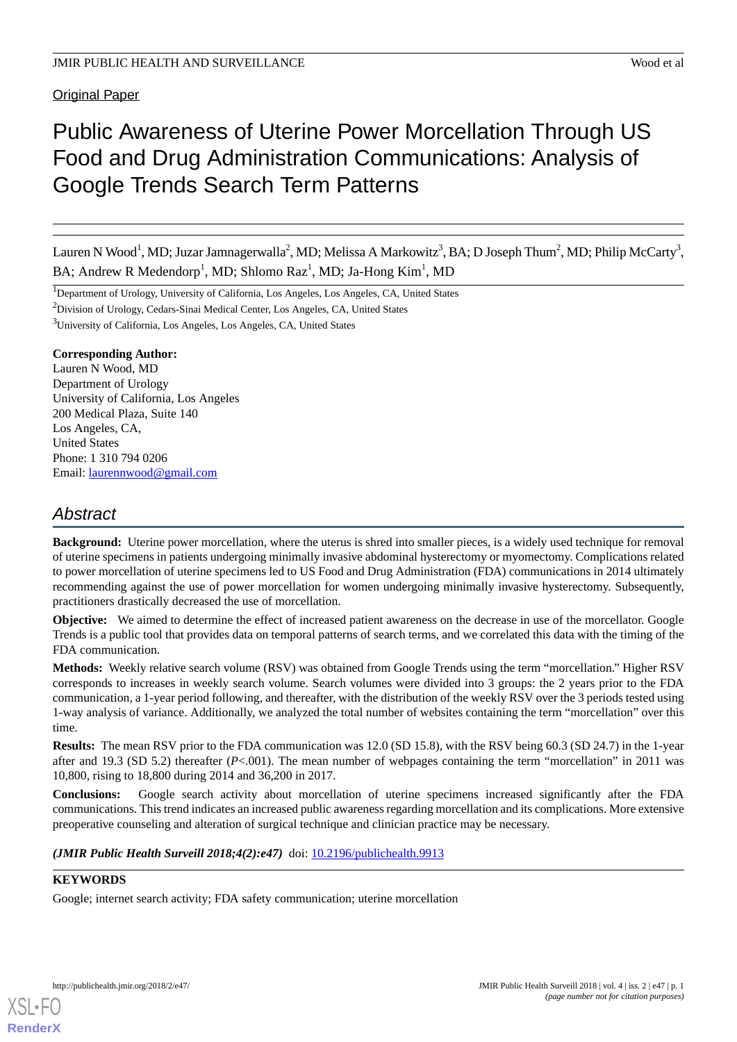Original Paper

# Public Awareness of Uterine Power Morcellation Through US Food and Drug Administration Communications: Analysis of Google Trends Search Term Patterns

Lauren N Wood[1], MD; Juzar Jamnagerwalla[2], MD; Melissa A Markowitz[3], BA; D Joseph Thum[2], MD; Philip McCarty[3], BA; Andrew R Medendorp[1], MD; Shlomo Raz[1], MD; Ja-Hong Kim[1], MD

[1]Department of Urology, University of California, Los Angeles, Los Angeles, CA, United States

[2]Division of Urology, Cedars-Sinai Medical Center, Los Angeles, CA, United States

[3]University of California, Los Angeles, Los Angeles, CA, United States

**Corresponding Author:**
Lauren N Wood, MD
Department of Urology
University of California, Los Angeles
200 Medical Plaza, Suite 140
Los Angeles, CA,
United States
Phone: 1 310 794 0206
Email: laurennwood@gmail.com

## Abstract

**Background:** Uterine power morcellation, where the uterus is shred into smaller pieces, is a widely used technique for removal of uterine specimens in patients undergoing minimally invasive abdominal hysterectomy or myomectomy. Complications related to power morcellation of uterine specimens led to US Food and Drug Administration (FDA) communications in 2014 ultimately recommending against the use of power morcellation for women undergoing minimally invasive hysterectomy. Subsequently, practitioners drastically decreased the use of morcellation.

**Objective:** We aimed to determine the effect of increased patient awareness on the decrease in use of the morcellator. Google Trends is a public tool that provides data on temporal patterns of search terms, and we correlated this data with the timing of the FDA communication.

**Methods:** Weekly relative search volume (RSV) was obtained from Google Trends using the term "morcellation." Higher RSV corresponds to increases in weekly search volume. Search volumes were divided into 3 groups: the 2 years prior to the FDA communication, a 1-year period following, and thereafter, with the distribution of the weekly RSV over the 3 periods tested using 1-way analysis of variance. Additionally, we analyzed the total number of websites containing the term "morcellation" over this time.

**Results:** The mean RSV prior to the FDA communication was 12.0 (SD 15.8), with the RSV being 60.3 (SD 24.7) in the 1-year after and 19.3 (SD 5.2) thereafter (*P*<.001). The mean number of webpages containing the term "morcellation" in 2011 was 10,800, rising to 18,800 during 2014 and 36,200 in 2017.

**Conclusions:** Google search activity about morcellation of uterine specimens increased significantly after the FDA communications. This trend indicates an increased public awareness regarding morcellation and its complications. More extensive preoperative counseling and alteration of surgical technique and clinician practice may be necessary.

***(JMIR Public Health Surveill 2018;4(2):e47)*** doi: 10.2196/publichealth.9913

**KEYWORDS**

Google; internet search activity; FDA safety communication; uterine morcellation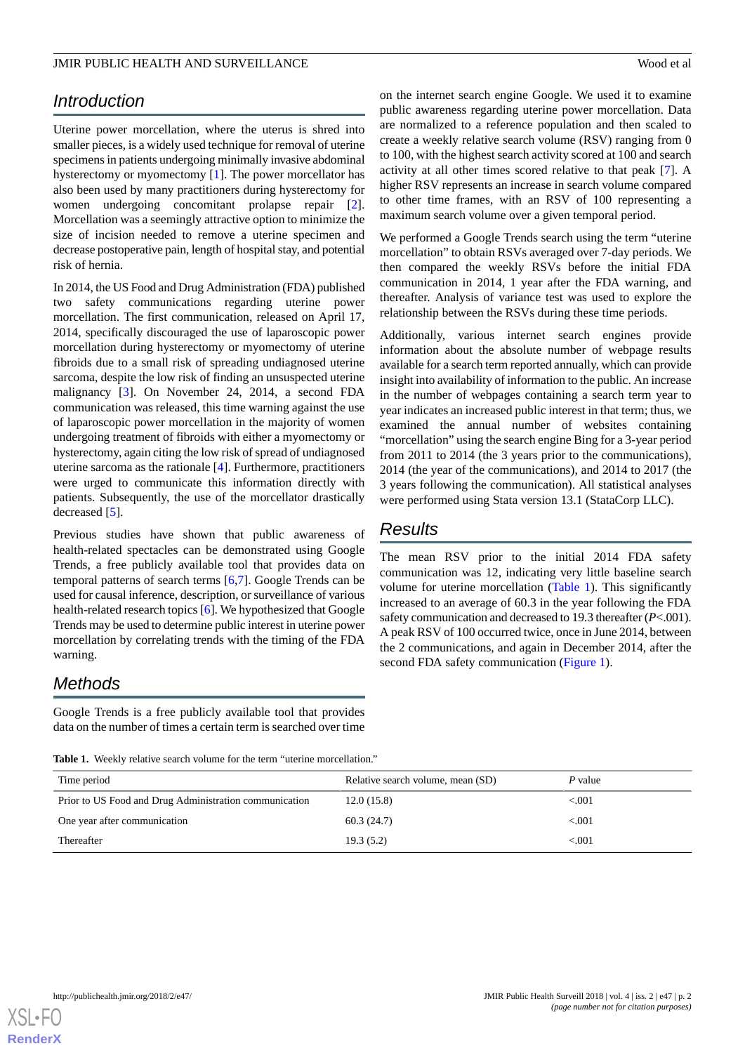## Introduction

Uterine power morcellation, where the uterus is shred into smaller pieces, is a widely used technique for removal of uterine specimens in patients undergoing minimally invasive abdominal hysterectomy or myomectomy [1]. The power morcellator has also been used by many practitioners during hysterectomy for women undergoing concomitant prolapse repair [2]. Morcellation was a seemingly attractive option to minimize the size of incision needed to remove a uterine specimen and decrease postoperative pain, length of hospital stay, and potential risk of hernia.

In 2014, the US Food and Drug Administration (FDA) published two safety communications regarding uterine power morcellation. The first communication, released on April 17, 2014, specifically discouraged the use of laparoscopic power morcellation during hysterectomy or myomectomy of uterine fibroids due to a small risk of spreading undiagnosed uterine sarcoma, despite the low risk of finding an unsuspected uterine malignancy [3]. On November 24, 2014, a second FDA communication was released, this time warning against the use of laparoscopic power morcellation in the majority of women undergoing treatment of fibroids with either a myomectomy or hysterectomy, again citing the low risk of spread of undiagnosed uterine sarcoma as the rationale [4]. Furthermore, practitioners were urged to communicate this information directly with patients. Subsequently, the use of the morcellator drastically decreased [5].

Previous studies have shown that public awareness of health-related spectacles can be demonstrated using Google Trends, a free publicly available tool that provides data on temporal patterns of search terms [6,7]. Google Trends can be used for causal inference, description, or surveillance of various health-related research topics [6]. We hypothesized that Google Trends may be used to determine public interest in uterine power morcellation by correlating trends with the timing of the FDA warning.

## Methods

Google Trends is a free publicly available tool that provides data on the number of times a certain term is searched over time on the internet search engine Google. We used it to examine public awareness regarding uterine power morcellation. Data are normalized to a reference population and then scaled to create a weekly relative search volume (RSV) ranging from 0 to 100, with the highest search activity scored at 100 and search activity at all other times scored relative to that peak [7]. A higher RSV represents an increase in search volume compared to other time frames, with an RSV of 100 representing a maximum search volume over a given temporal period.

We performed a Google Trends search using the term "uterine morcellation" to obtain RSVs averaged over 7-day periods. We then compared the weekly RSVs before the initial FDA communication in 2014, 1 year after the FDA warning, and thereafter. Analysis of variance test was used to explore the relationship between the RSVs during these time periods.

Additionally, various internet search engines provide information about the absolute number of webpage results available for a search term reported annually, which can provide insight into availability of information to the public. An increase in the number of webpages containing a search term year to year indicates an increased public interest in that term; thus, we examined the annual number of websites containing "morcellation" using the search engine Bing for a 3-year period from 2011 to 2014 (the 3 years prior to the communications), 2014 (the year of the communications), and 2014 to 2017 (the 3 years following the communication). All statistical analyses were performed using Stata version 13.1 (StataCorp LLC).

## Results

The mean RSV prior to the initial 2014 FDA safety communication was 12, indicating very little baseline search volume for uterine morcellation (Table 1). This significantly increased to an average of 60.3 in the year following the FDA safety communication and decreased to 19.3 thereafter ($P<.001$). A peak RSV of 100 occurred twice, once in June 2014, between the 2 communications, and again in December 2014, after the second FDA safety communication (Figure 1).

**Table 1.** Weekly relative search volume for the term "uterine morcellation."

| Time period | Relative search volume, mean (SD) | *P* value |
|---|---|---|
| Prior to US Food and Drug Administration communication | 12.0 (15.8) | <.001 |
| One year after communication | 60.3 (24.7) | <.001 |
| Thereafter | 19.3 (5.2) | <.001 |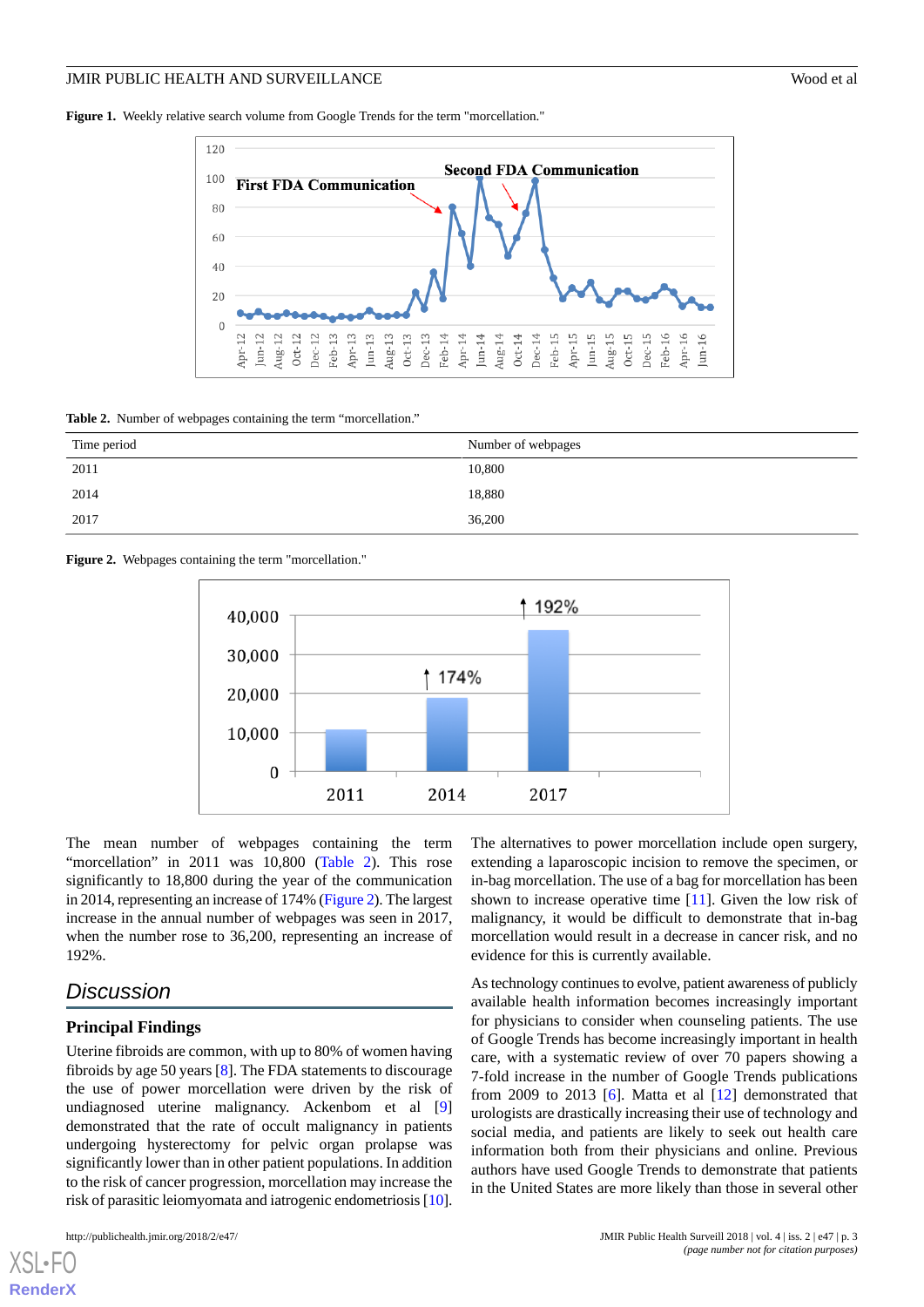**Figure 1.** Weekly relative search volume from Google Trends for the term "morcellation."

**Table 2.** Number of webpages containing the term “morcellation.”

| Time period | Number of webpages |
| --- | --- |
| 2011 | 10,800 |
| 2014 | 18,880 |
| 2017 | 36,200 |

**Figure 2.** Webpages containing the term "morcellation."

The mean number of webpages containing the term “morcellation” in 2011 was 10,800 (Table 2). This rose significantly to 18,800 during the year of the communication in 2014, representing an increase of 174% (Figure 2). The largest increase in the annual number of webpages was seen in 2017, when the number rose to 36,200, representing an increase of 192%.

## Discussion

### Principal Findings

Uterine fibroids are common, with up to 80% of women having fibroids by age 50 years [8]. The FDA statements to discourage the use of power morcellation were driven by the risk of undiagnosed uterine malignancy. Ackenbom et al [9] demonstrated that the rate of occult malignancy in patients undergoing hysterectomy for pelvic organ prolapse was significantly lower than in other patient populations. In addition to the risk of cancer progression, morcellation may increase the risk of parasitic leiomyomata and iatrogenic endometriosis [10].

The alternatives to power morcellation include open surgery, extending a laparoscopic incision to remove the specimen, or in-bag morcellation. The use of a bag for morcellation has been shown to increase operative time [11]. Given the low risk of malignancy, it would be difficult to demonstrate that in-bag morcellation would result in a decrease in cancer risk, and no evidence for this is currently available.

As technology continues to evolve, patient awareness of publicly available health information becomes increasingly important for physicians to consider when counseling patients. The use of Google Trends has become increasingly important in health care, with a systematic review of over 70 papers showing a 7-fold increase in the number of Google Trends publications from 2009 to 2013 [6]. Matta et al [12] demonstrated that urologists are drastically increasing their use of technology and social media, and patients are likely to seek out health care information both from their physicians and online. Previous authors have used Google Trends to demonstrate that patients in the United States are more likely than those in several other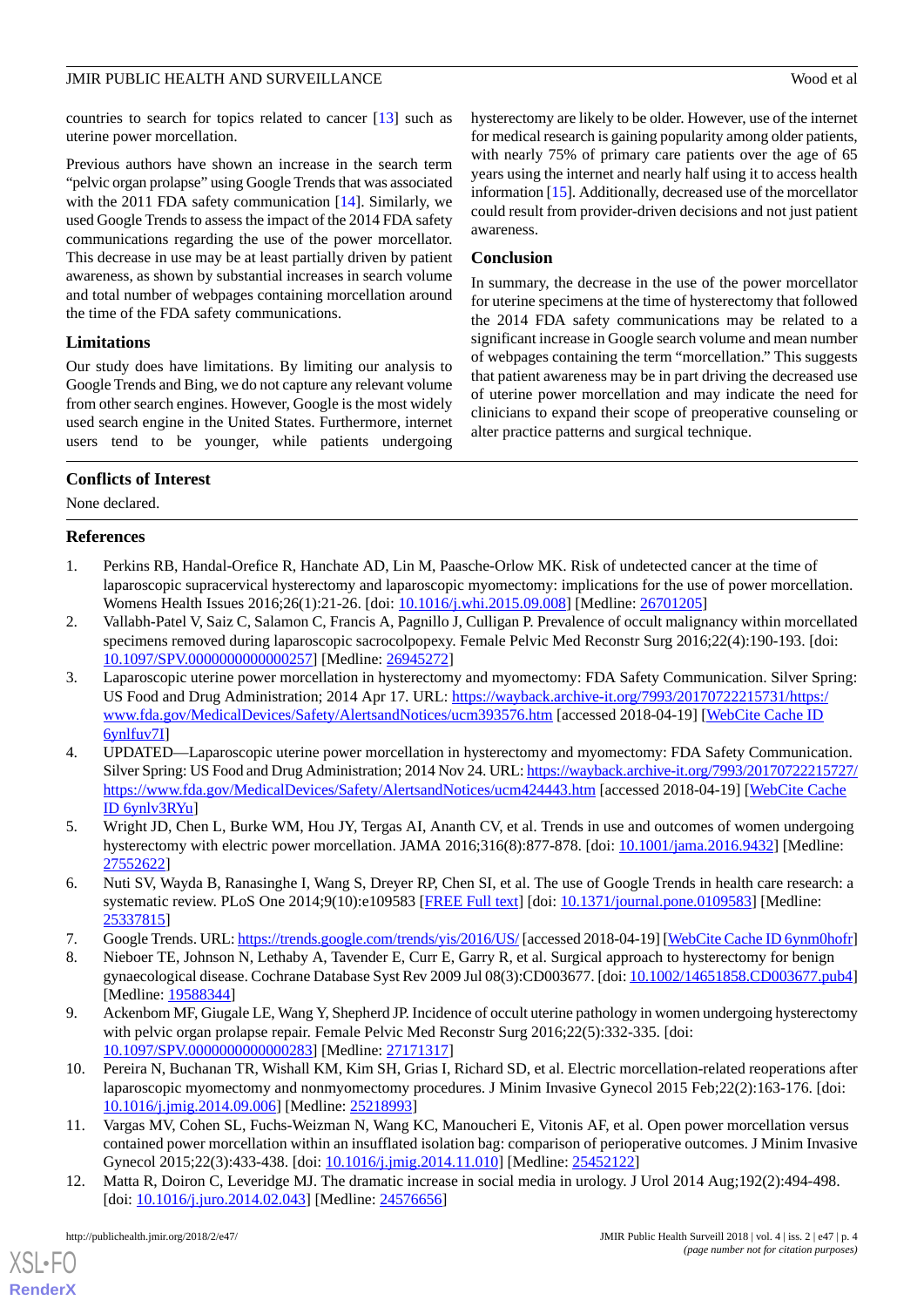countries to search for topics related to cancer [13] such as uterine power morcellation.

Previous authors have shown an increase in the search term "pelvic organ prolapse" using Google Trends that was associated with the 2011 FDA safety communication [14]. Similarly, we used Google Trends to assess the impact of the 2014 FDA safety communications regarding the use of the power morcellator. This decrease in use may be at least partially driven by patient awareness, as shown by substantial increases in search volume and total number of webpages containing morcellation around the time of the FDA safety communications.

### Limitations

Our study does have limitations. By limiting our analysis to Google Trends and Bing, we do not capture any relevant volume from other search engines. However, Google is the most widely used search engine in the United States. Furthermore, internet users tend to be younger, while patients undergoing hysterectomy are likely to be older. However, use of the internet for medical research is gaining popularity among older patients, with nearly 75% of primary care patients over the age of 65 years using the internet and nearly half using it to access health information [15]. Additionally, decreased use of the morcellator could result from provider-driven decisions and not just patient awareness.

### Conclusion

In summary, the decrease in the use of the power morcellator for uterine specimens at the time of hysterectomy that followed the 2014 FDA safety communications may be related to a significant increase in Google search volume and mean number of webpages containing the term "morcellation." This suggests that patient awareness may be in part driving the decreased use of uterine power morcellation and may indicate the need for clinicians to expand their scope of preoperative counseling or alter practice patterns and surgical technique.

## Conflicts of Interest

None declared.

## References

1. Perkins RB, Handal-Orefice R, Hanchate AD, Lin M, Paasche-Orlow MK. Risk of undetected cancer at the time of laparoscopic supracervical hysterectomy and laparoscopic myomectomy: implications for the use of power morcellation. Womens Health Issues 2016;26(1):21-26. [doi: 10.1016/j.whi.2015.09.008] [Medline: 26701205]
2. Vallabh-Patel V, Saiz C, Salamon C, Francis A, Pagnillo J, Culligan P. Prevalence of occult malignancy within morcellated specimens removed during laparoscopic sacrocolpopexy. Female Pelvic Med Reconstr Surg 2016;22(4):190-193. [doi: 10.1097/SPV.0000000000000257] [Medline: 26945272]
3. Laparoscopic uterine power morcellation in hysterectomy and myomectomy: FDA Safety Communication. Silver Spring: US Food and Drug Administration; 2014 Apr 17. URL: https://wayback.archive-it.org/7993/20170722215731/https:/www.fda.gov/MedicalDevices/Safety/AlertsandNotices/ucm393576.htm [accessed 2018-04-19] [WebCite Cache ID 6ynlfuv7I]
4. UPDATED—Laparoscopic uterine power morcellation in hysterectomy and myomectomy: FDA Safety Communication. Silver Spring: US Food and Drug Administration; 2014 Nov 24. URL: https://wayback.archive-it.org/7993/20170722215727/https://www.fda.gov/MedicalDevices/Safety/AlertsandNotices/ucm424443.htm [accessed 2018-04-19] [WebCite Cache ID 6ynlv3RYu]
5. Wright JD, Chen L, Burke WM, Hou JY, Tergas AI, Ananth CV, et al. Trends in use and outcomes of women undergoing hysterectomy with electric power morcellation. JAMA 2016;316(8):877-878. [doi: 10.1001/jama.2016.9432] [Medline: 27552622]
6. Nuti SV, Wayda B, Ranasinghe I, Wang S, Dreyer RP, Chen SI, et al. The use of Google Trends in health care research: a systematic review. PLoS One 2014;9(10):e109583 [FREE Full text] [doi: 10.1371/journal.pone.0109583] [Medline: 25337815]
7. Google Trends. URL: https://trends.google.com/trends/yis/2016/US/ [accessed 2018-04-19] [WebCite Cache ID 6ynm0hofr]
8. Nieboer TE, Johnson N, Lethaby A, Tavender E, Curr E, Garry R, et al. Surgical approach to hysterectomy for benign gynaecological disease. Cochrane Database Syst Rev 2009 Jul 08(3):CD003677. [doi: 10.1002/14651858.CD003677.pub4] [Medline: 19588344]
9. Ackenbom MF, Giugale LE, Wang Y, Shepherd JP. Incidence of occult uterine pathology in women undergoing hysterectomy with pelvic organ prolapse repair. Female Pelvic Med Reconstr Surg 2016;22(5):332-335. [doi: 10.1097/SPV.0000000000000283] [Medline: 27171317]
10. Pereira N, Buchanan TR, Wishall KM, Kim SH, Grias I, Richard SD, et al. Electric morcellation-related reoperations after laparoscopic myomectomy and nonmyomectomy procedures. J Minim Invasive Gynecol 2015 Feb;22(2):163-176. [doi: 10.1016/j.jmig.2014.09.006] [Medline: 25218993]
11. Vargas MV, Cohen SL, Fuchs-Weizman N, Wang KC, Manoucheri E, Vitonis AF, et al. Open power morcellation versus contained power morcellation within an insufflated isolation bag: comparison of perioperative outcomes. J Minim Invasive Gynecol 2015;22(3):433-438. [doi: 10.1016/j.jmig.2014.11.010] [Medline: 25452122]
12. Matta R, Doiron C, Leveridge MJ. The dramatic increase in social media in urology. J Urol 2014 Aug;192(2):494-498. [doi: 10.1016/j.juro.2014.02.043] [Medline: 24576656]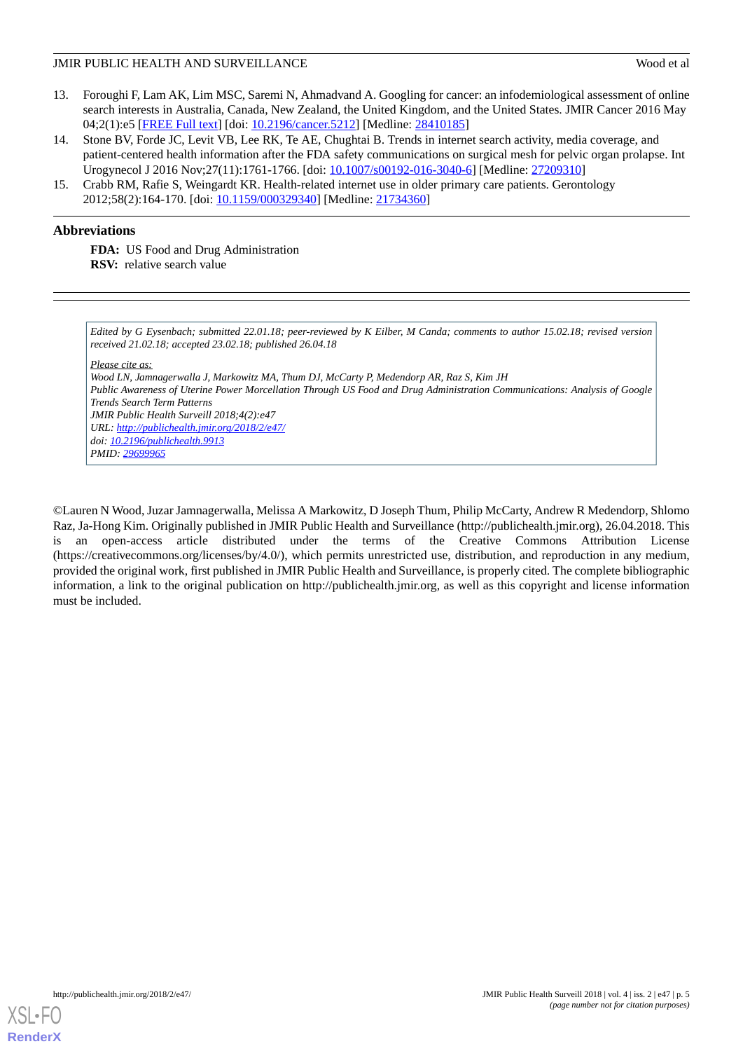13. Foroughi F, Lam AK, Lim MSC, Saremi N, Ahmadvand A. Googling for cancer: an infodemiological assessment of online search interests in Australia, Canada, New Zealand, the United Kingdom, and the United States. JMIR Cancer 2016 May 04;2(1):e5 [FREE Full text] [doi: 10.2196/cancer.5212] [Medline: 28410185]
14. Stone BV, Forde JC, Levit VB, Lee RK, Te AE, Chughtai B. Trends in internet search activity, media coverage, and patient-centered health information after the FDA safety communications on surgical mesh for pelvic organ prolapse. Int Urogynecol J 2016 Nov;27(11):1761-1766. [doi: 10.1007/s00192-016-3040-6] [Medline: 27209310]
15. Crabb RM, Rafie S, Weingardt KR. Health-related internet use in older primary care patients. Gerontology 2012;58(2):164-170. [doi: 10.1159/000329340] [Medline: 21734360]

## Abbreviations

**FDA:** US Food and Drug Administration
**RSV:** relative search value

*Edited by G Eysenbach; submitted 22.01.18; peer-reviewed by K Eilber, M Canda; comments to author 15.02.18; revised version received 21.02.18; accepted 23.02.18; published 26.04.18*

*Please cite as:*
*Wood LN, Jamnagerwalla J, Markowitz MA, Thum DJ, McCarty P, Medendorp AR, Raz S, Kim JH*
*Public Awareness of Uterine Power Morcellation Through US Food and Drug Administration Communications: Analysis of Google Trends Search Term Patterns*
*JMIR Public Health Surveill 2018;4(2):e47*
*URL: http://publichealth.jmir.org/2018/2/e47/*
*doi: 10.2196/publichealth.9913*
*PMID: 29699965*

©Lauren N Wood, Juzar Jamnagerwalla, Melissa A Markowitz, D Joseph Thum, Philip McCarty, Andrew R Medendorp, Shlomo Raz, Ja-Hong Kim. Originally published in JMIR Public Health and Surveillance (http://publichealth.jmir.org), 26.04.2018. This is an open-access article distributed under the terms of the Creative Commons Attribution License (https://creativecommons.org/licenses/by/4.0/), which permits unrestricted use, distribution, and reproduction in any medium, provided the original work, first published in JMIR Public Health and Surveillance, is properly cited. The complete bibliographic information, a link to the original publication on http://publichealth.jmir.org, as well as this copyright and license information must be included.